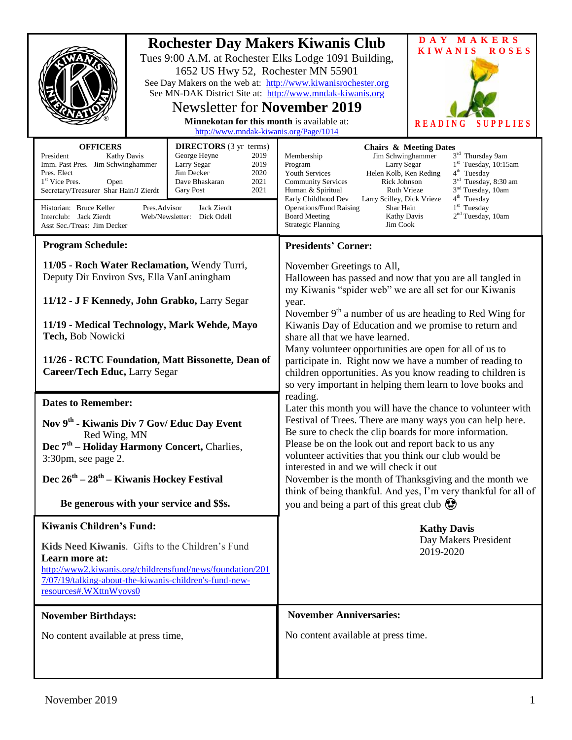# Rochester Day Makers Kiwanis Club

Tues 9:00 A.M. at Rochester Elks Lodge 1091 Building, 1652 US Hwy 52, Rochester MN 55901

See Day Makers on the web at: http://www.kiwanisrochester.org

See MN-DAK District Site at: http://www.mndak-kiwanis.org

## Newsletter for **November 2019**

**Minnekotan for this month** is available at: http://www.mndak-kiwanis.org/Page/1014

DAY MAKERS KIWANIS ROSES

READING SUPPLIES

### OFFICERS

| Office | Name |
|---|---|
| President | Kathy Davis |
| Imm. Past Pres. | Jim Schwinghammer |
| Pres. Elect | |
| 1st Vice Pres. | Open |
| Secretary/Treasurer | Shar Hain/J Zierdt |

Historian: Bruce Keller
Interclub: Jack Zierdt
Asst Sec./Treas: Jim Decker
Pres.Advisor: Jack Zierdt
Web/Newsletter: Dick Odell

### DIRECTORS (3 yr terms)

| Name | Year |
|---|---|
| George Heyne | 2019 |
| Larry Segar | 2019 |
| Jim Decker | 2020 |
| Dave Bhaskaran | 2021 |
| Gary Post | 2021 |

### Chairs & Meeting Dates

| Committee | Chair | Meeting Date |
|---|---|---|
| Membership | Jim Schwinghammer | 3rd Thursday 9am |
| Program | Larry Segar | 1st Tuesday, 10:15am |
| Youth Services | Helen Kolb, Ken Reding | 4th Tuesday |
| Community Services | Rick Johnson | 3rd Tuesday, 8:30 am |
| Human & Spiritual | Ruth Vrieze | 3nd Tuesday, 10am |
| Early Childhood Dev | Larry Scilley, Dick Vrieze | 4th Tuesday |
| Operations/Fund Raising | Shar Hain | 1st Tuesday |
| Board Meeting | Kathy Davis | 2nd Tuesday, 10am |
| Strategic Planning | Jim Cook | |

## Program Schedule:

**11/05 - Roch Water Reclamation,** Wendy Turri, Deputy Dir Environ Svs, Ella VanLaningham

**11/12 - J F Kennedy, John Grabko,** Larry Segar

**11/19 - Medical Technology, Mark Wehde, Mayo Tech,** Bob Nowicki

**11/26 - RCTC Foundation, Matt Bissonette, Dean of Career/Tech Educ,** Larry Segar

## Dates to Remember:

**Nov 9th - Kiwanis Div 7 Gov/ Educ Day Event** Red Wing, MN

**Dec 7th – Holiday Harmony Concert,** Charlies, 3:30pm, see page 2.

**Dec 26th – 28th – Kiwanis Hockey Festival**

**Be generous with your service and $$s.**

## Kiwanis Children's Fund:

**Kids Need Kiwanis**. Gifts to the Children's Fund

**Learn more at:**
http://www2.kiwanis.org/childrensfund/news/foundation/2017/07/19/talking-about-the-kiwanis-children's-fund-new-resources#.WXttnWyovs0

## Presidents' Corner:

November Greetings to All,

Halloween has passed and now that you are all tangled in my Kiwanis "spider web" we are all set for our Kiwanis year.

November 9th a number of us are heading to Red Wing for Kiwanis Day of Education and we promise to return and share all that we have learned.

Many volunteer opportunities are open for all of us to participate in. Right now we have a number of reading to children opportunities. As you know reading to children is so very important in helping them learn to love books and reading.

Later this month you will have the chance to volunteer with Festival of Trees. There are many ways you can help here. Be sure to check the clip boards for more information.

Please be on the look out and report back to us any volunteer activities that you think our club would be interested in and we will check it out

November is the month of Thanksgiving and the month we think of being thankful. And yes, I'm very thankful for all of you and being a part of this great club 😍

**Kathy Davis**
Day Makers President
2019-2020

## November Birthdays:

No content available at press time,

## November Anniversaries:

No content available at press time.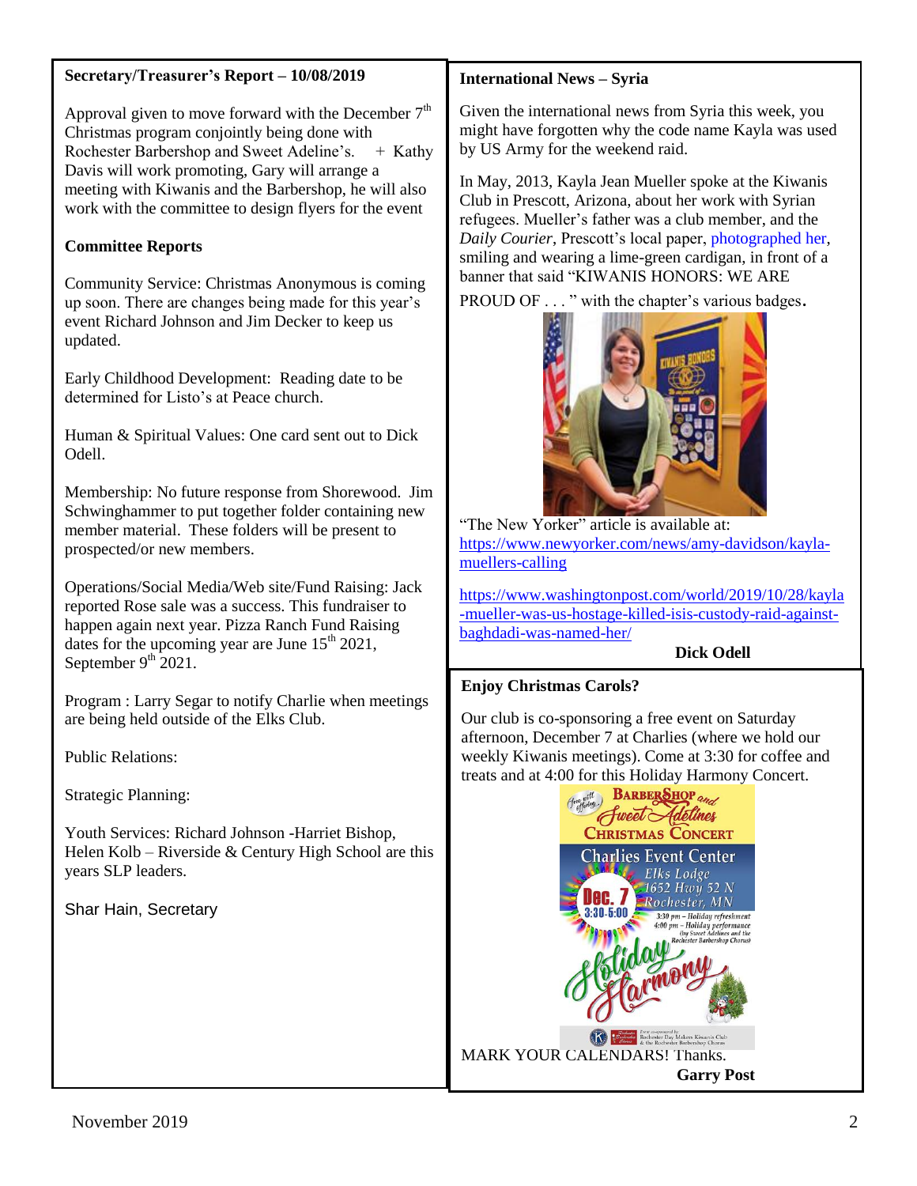### Secretary/Treasurer's Report – 10/08/2019

Approval given to move forward with the December 7th Christmas program conjointly being done with Rochester Barbershop and Sweet Adeline's. + Kathy Davis will work promoting, Gary will arrange a meeting with Kiwanis and the Barbershop, he will also work with the committee to design flyers for the event

### Committee Reports

Community Service: Christmas Anonymous is coming up soon. There are changes being made for this year's event Richard Johnson and Jim Decker to keep us updated.

Early Childhood Development: Reading date to be determined for Listo's at Peace church.

Human & Spiritual Values: One card sent out to Dick Odell.

Membership: No future response from Shorewood. Jim Schwinghammer to put together folder containing new member material. These folders will be present to prospected/or new members.

Operations/Social Media/Web site/Fund Raising: Jack reported Rose sale was a success. This fundraiser to happen again next year. Pizza Ranch Fund Raising dates for the upcoming year are June 15th 2021, September 9th 2021.

Program : Larry Segar to notify Charlie when meetings are being held outside of the Elks Club.

Public Relations:

Strategic Planning:

Youth Services: Richard Johnson -Harriet Bishop, Helen Kolb – Riverside & Century High School are this years SLP leaders.

Shar Hain, Secretary

### International News – Syria

Given the international news from Syria this week, you might have forgotten why the code name Kayla was used by US Army for the weekend raid.

In May, 2013, Kayla Jean Mueller spoke at the Kiwanis Club in Prescott, Arizona, about her work with Syrian refugees. Mueller's father was a club member, and the *Daily Courier*, Prescott's local paper, photographed her, smiling and wearing a lime-green cardigan, in front of a banner that said "KIWANIS HONORS: WE ARE PROUD OF . . . " with the chapter's various badges.

"The New Yorker" article is available at: https://www.newyorker.com/news/amy-davidson/kayla-muellers-calling

https://www.washingtonpost.com/world/2019/10/28/kayla-mueller-was-us-hostage-killed-isis-custody-raid-against-baghdadi-was-named-her/

**Dick Odell**

### Enjoy Christmas Carols?

Our club is co-sponsoring a free event on Saturday afternoon, December 7 at Charlies (where we hold our weekly Kiwanis meetings). Come at 3:30 for coffee and treats and at 4:00 for this Holiday Harmony Concert.

Barbershop and Sweet Adelines Christmas Concert
Charlies Event Center, Elks Lodge, 1652 Hwy 52 N, Rochester, MN
Dec. 7, 3:30-5:00
3:30 pm – Holiday refreshment
4:00 pm – Holiday performance (by Sweet Adelines and the Rochester Barbershop Chorus)
Holiday Harmony

MARK YOUR CALENDARS! Thanks.

**Garry Post**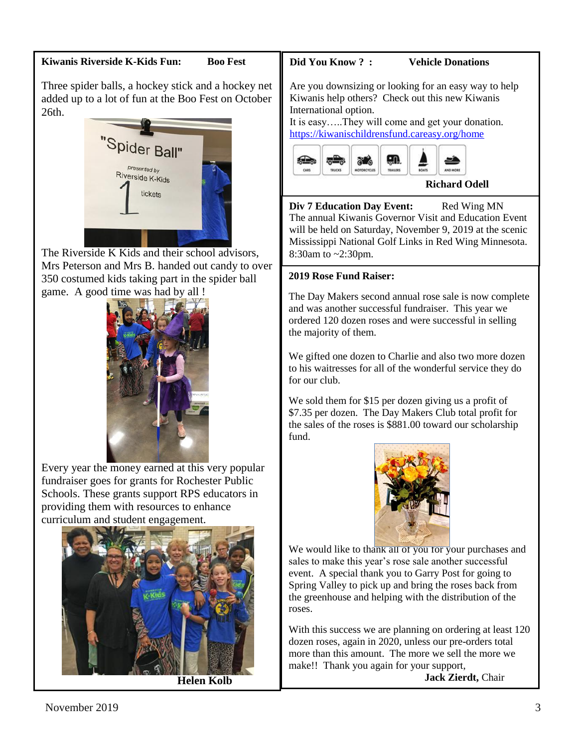**Kiwanis Riverside K-Kids Fun: Boo Fest**

Three spider balls, a hockey stick and a hockey net added up to a lot of fun at the Boo Fest on October 26th.

The Riverside K Kids and their school advisors, Mrs Peterson and Mrs B. handed out candy to over 350 costumed kids taking part in the spider ball game. A good time was had by all !

Every year the money earned at this very popular fundraiser goes for grants for Rochester Public Schools. These grants support RPS educators in providing them with resources to enhance curriculum and student engagement.

**Helen Kolb**

**Did You Know ? : Vehicle Donations**

Are you downsizing or looking for an easy way to help Kiwanis help others? Check out this new Kiwanis International option.
It is easy…..They will come and get your donation.
https://kiwanischildrensfund.careasy.org/home

**Richard Odell**

**Div 7 Education Day Event:** Red Wing MN
The annual Kiwanis Governor Visit and Education Event will be held on Saturday, November 9, 2019 at the scenic Mississippi National Golf Links in Red Wing Minnesota. 8:30am to ~2:30pm.

**2019 Rose Fund Raiser:**

The Day Makers second annual rose sale is now complete and was another successful fundraiser. This year we ordered 120 dozen roses and were successful in selling the majority of them.

We gifted one dozen to Charlie and also two more dozen to his waitresses for all of the wonderful service they do for our club.

We sold them for $15 per dozen giving us a profit of $7.35 per dozen. The Day Makers Club total profit for the sales of the roses is $881.00 toward our scholarship fund.

We would like to thank all of you for your purchases and sales to make this year's rose sale another successful event. A special thank you to Garry Post for going to Spring Valley to pick up and bring the roses back from the greenhouse and helping with the distribution of the roses.

With this success we are planning on ordering at least 120 dozen roses, again in 2020, unless our pre-orders total more than this amount. The more we sell the more we make!! Thank you again for your support,

**Jack Zierdt,** Chair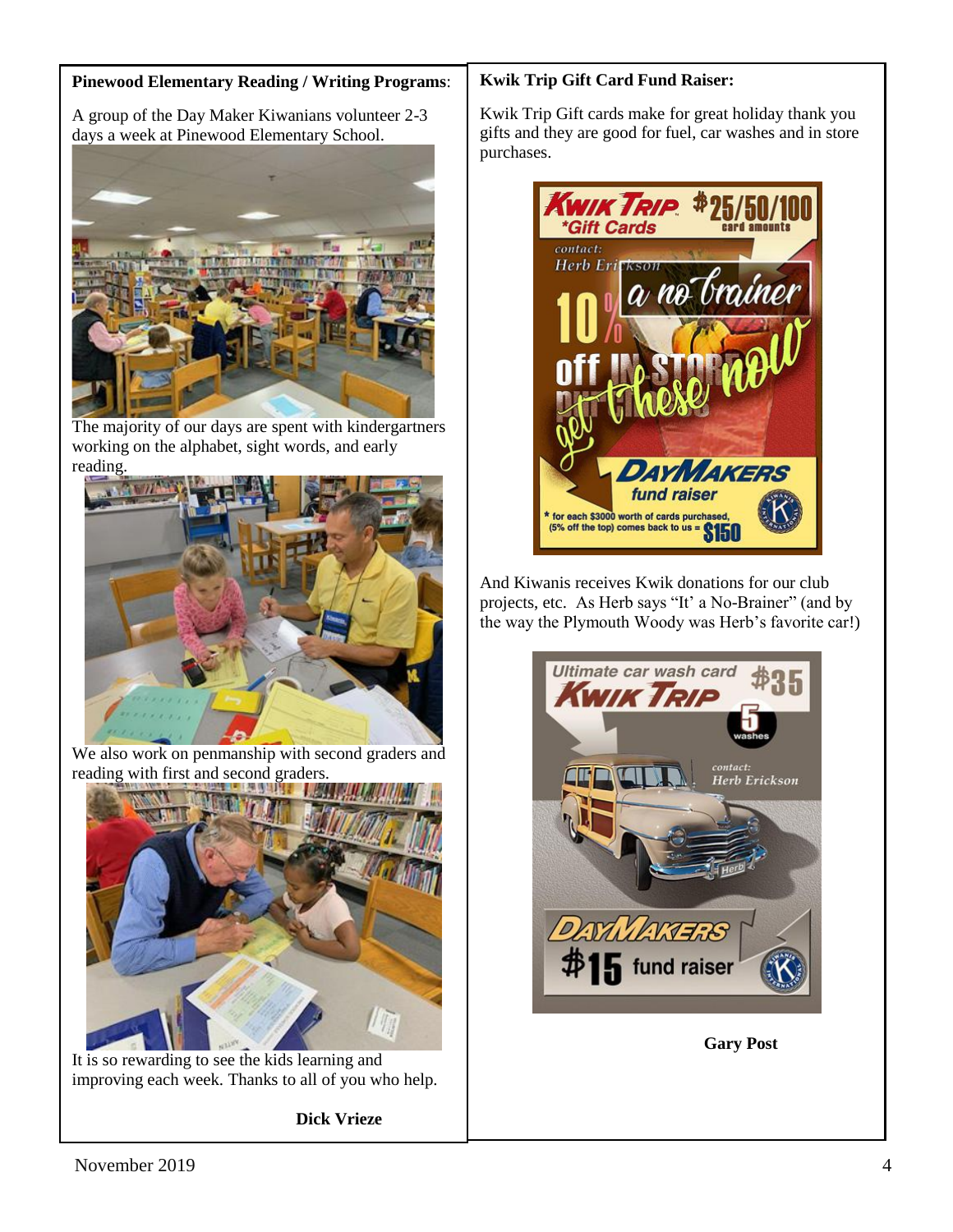**Pinewood Elementary Reading / Writing Programs**:

A group of the Day Maker Kiwanians volunteer 2-3 days a week at Pinewood Elementary School.

The majority of our days are spent with kindergartners working on the alphabet, sight words, and early reading.

We also work on penmanship with second graders and reading with first and second graders.

It is so rewarding to see the kids learning and improving each week. Thanks to all of you who help.

**Dick Vrieze**

**Kwik Trip Gift Card Fund Raiser:**

Kwik Trip Gift cards make for great holiday thank you gifts and they are good for fuel, car washes and in store purchases.

And Kiwanis receives Kwik donations for our club projects, etc. As Herb says "It' a No-Brainer" (and by the way the Plymouth Woody was Herb's favorite car!)

**Gary Post**